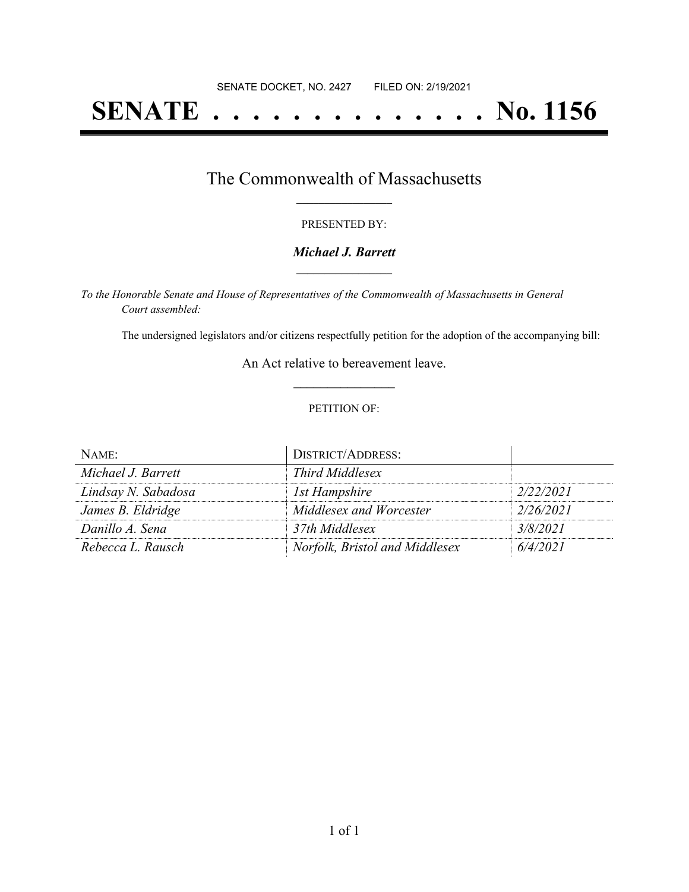SENATE DOCKET, NO. 2427 FILED ON: 2/19/2021

# SENATE . . . . . . . . . . . . . . No. 1156

## The Commonwealth of Massachusetts

PRESENTED BY:

***Michael J. Barrett***

*To the Honorable Senate and House of Representatives of the Commonwealth of Massachusetts in General Court assembled:*

The undersigned legislators and/or citizens respectfully petition for the adoption of the accompanying bill:

An Act relative to bereavement leave.

PETITION OF:

| NAME: | DISTRICT/ADDRESS: | |
|---|---|---|
| *Michael J. Barrett* | *Third Middlesex* | |
| *Lindsay N. Sabadosa* | *1st Hampshire* | *2/22/2021* |
| *James B. Eldridge* | *Middlesex and Worcester* | *2/26/2021* |
| *Danillo A. Sena* | *37th Middlesex* | *3/8/2021* |
| *Rebecca L. Rausch* | *Norfolk, Bristol and Middlesex* | *6/4/2021* |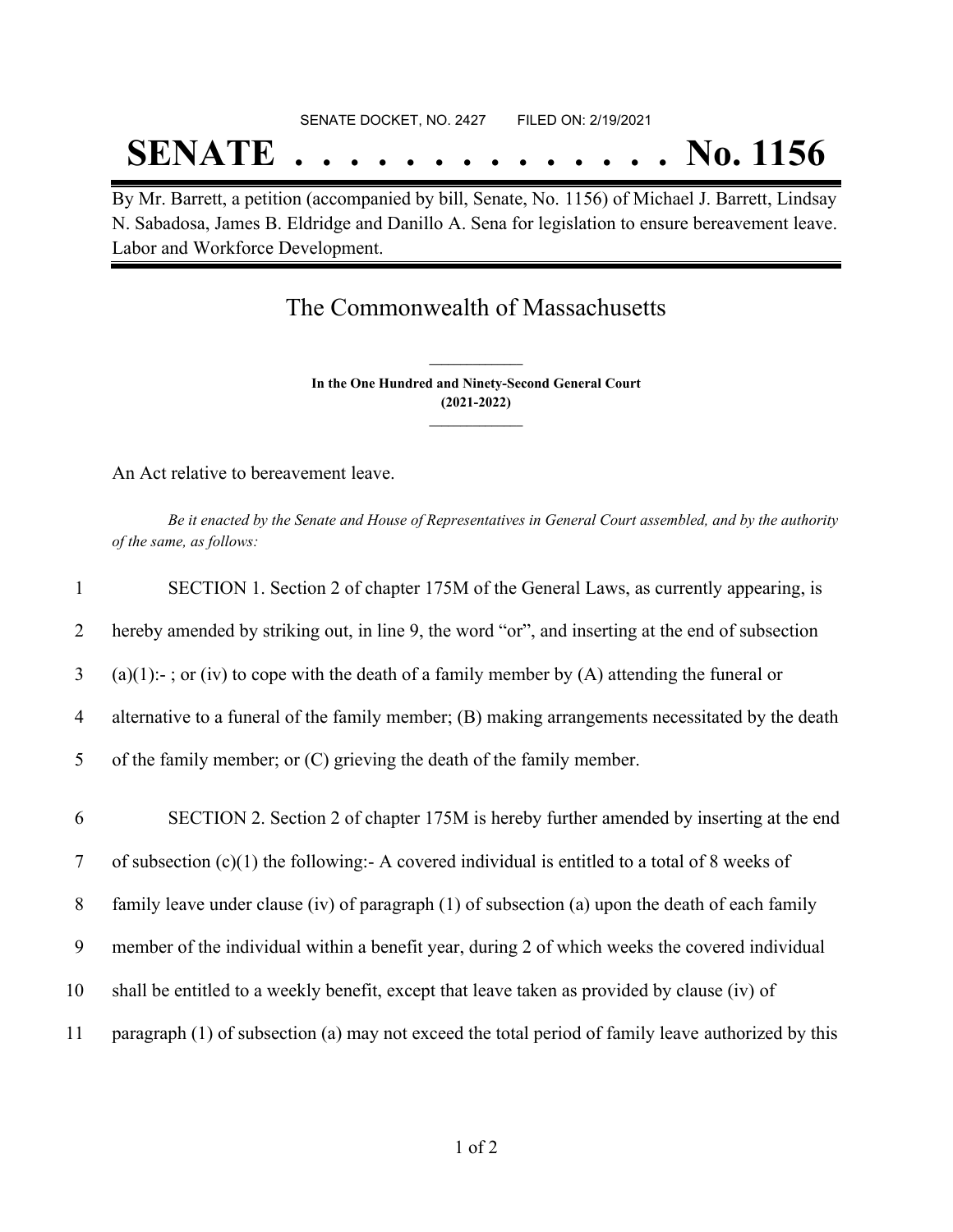SENATE DOCKET, NO. 2427        FILED ON: 2/19/2021

# SENATE . . . . . . . . . . . . . . No. 1156

By Mr. Barrett, a petition (accompanied by bill, Senate, No. 1156) of Michael J. Barrett, Lindsay N. Sabadosa, James B. Eldridge and Danillo A. Sena for legislation to ensure bereavement leave. Labor and Workforce Development.

## The Commonwealth of Massachusetts

**In the One Hundred and Ninety-Second General Court**
**(2021-2022)**

An Act relative to bereavement leave.

*Be it enacted by the Senate and House of Representatives in General Court assembled, and by the authority of the same, as follows:*

1 SECTION 1. Section 2 of chapter 175M of the General Laws, as currently appearing, is
2 hereby amended by striking out, in line 9, the word "or", and inserting at the end of subsection
3 (a)(1):- ; or (iv) to cope with the death of a family member by (A) attending the funeral or
4 alternative to a funeral of the family member; (B) making arrangements necessitated by the death
5 of the family member; or (C) grieving the death of the family member.

6 SECTION 2. Section 2 of chapter 175M is hereby further amended by inserting at the end
7 of subsection (c)(1) the following:- A covered individual is entitled to a total of 8 weeks of
8 family leave under clause (iv) of paragraph (1) of subsection (a) upon the death of each family
9 member of the individual within a benefit year, during 2 of which weeks the covered individual
10 shall be entitled to a weekly benefit, except that leave taken as provided by clause (iv) of
11 paragraph (1) of subsection (a) may not exceed the total period of family leave authorized by this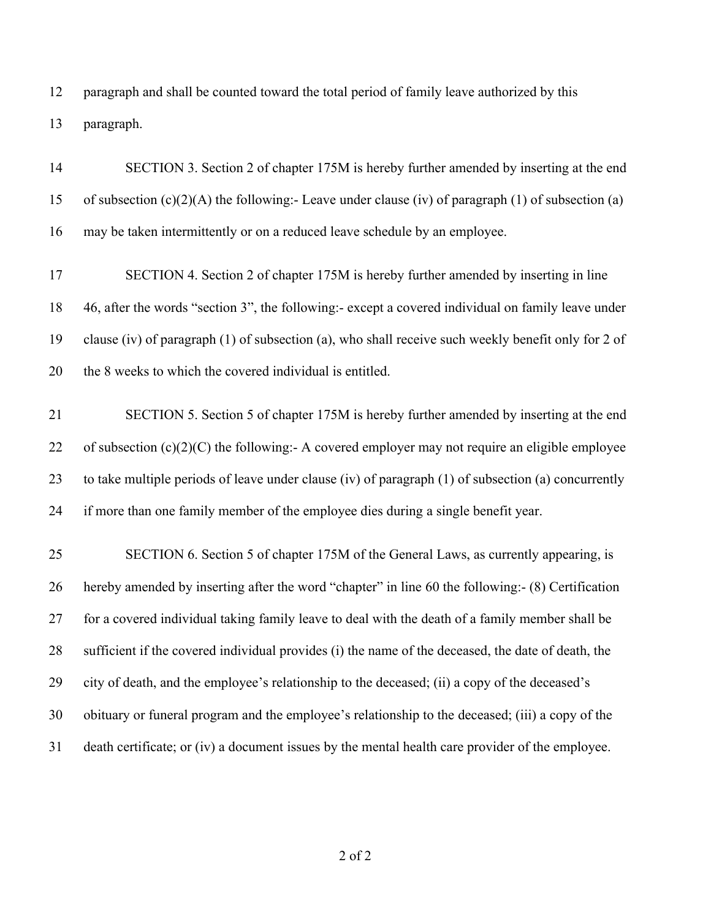paragraph and shall be counted toward the total period of family leave authorized by this paragraph.

SECTION 3. Section 2 of chapter 175M is hereby further amended by inserting at the end of subsection (c)(2)(A) the following:- Leave under clause (iv) of paragraph (1) of subsection (a) may be taken intermittently or on a reduced leave schedule by an employee.

SECTION 4. Section 2 of chapter 175M is hereby further amended by inserting in line 46, after the words "section 3", the following:- except a covered individual on family leave under clause (iv) of paragraph (1) of subsection (a), who shall receive such weekly benefit only for 2 of the 8 weeks to which the covered individual is entitled.

SECTION 5. Section 5 of chapter 175M is hereby further amended by inserting at the end of subsection (c)(2)(C) the following:- A covered employer may not require an eligible employee to take multiple periods of leave under clause (iv) of paragraph (1) of subsection (a) concurrently if more than one family member of the employee dies during a single benefit year.

SECTION 6. Section 5 of chapter 175M of the General Laws, as currently appearing, is hereby amended by inserting after the word "chapter" in line 60 the following:- (8) Certification for a covered individual taking family leave to deal with the death of a family member shall be sufficient if the covered individual provides (i) the name of the deceased, the date of death, the city of death, and the employee's relationship to the deceased; (ii) a copy of the deceased's obituary or funeral program and the employee's relationship to the deceased; (iii) a copy of the death certificate; or (iv) a document issues by the mental health care provider of the employee.